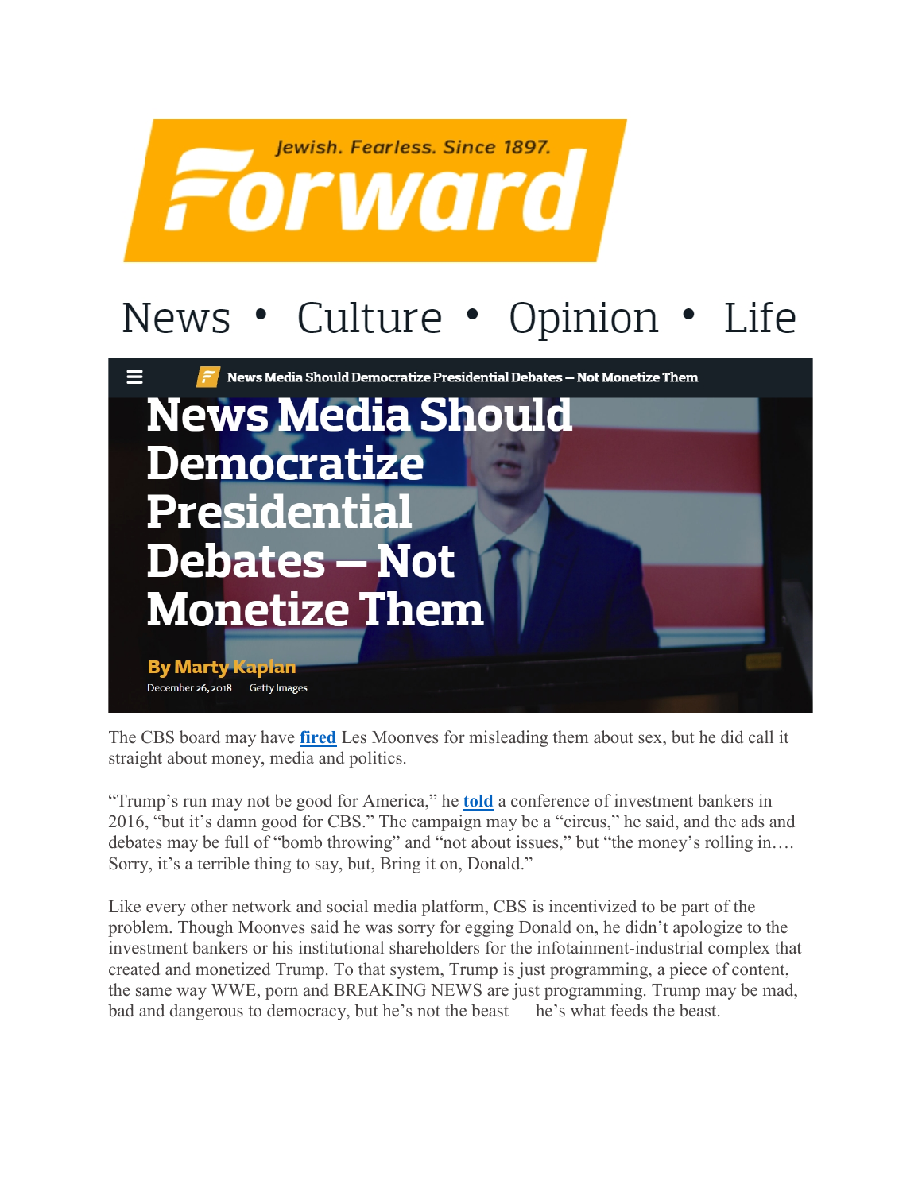Jewish. Fearless. Since 1897.

**Forward**

News • Culture • Opinion • Life

# News Media Should Democratize Presidential Debates — Not Monetize Them

**By Marty Kaplan**

December 26, 2018 Getty Images

The CBS board may have **fired** Les Moonves for misleading them about sex, but he did call it straight about money, media and politics.

“Trump’s run may not be good for America,” he **told** a conference of investment bankers in 2016, “but it’s damn good for CBS.” The campaign may be a “circus,” he said, and the ads and debates may be full of “bomb throwing” and “not about issues,” but “the money’s rolling in…. Sorry, it’s a terrible thing to say, but, Bring it on, Donald.”

Like every other network and social media platform, CBS is incentivized to be part of the problem. Though Moonves said he was sorry for egging Donald on, he didn’t apologize to the investment bankers or his institutional shareholders for the infotainment-industrial complex that created and monetized Trump. To that system, Trump is just programming, a piece of content, the same way WWE, porn and BREAKING NEWS are just programming. Trump may be mad, bad and dangerous to democracy, but he’s not the beast — he’s what feeds the beast.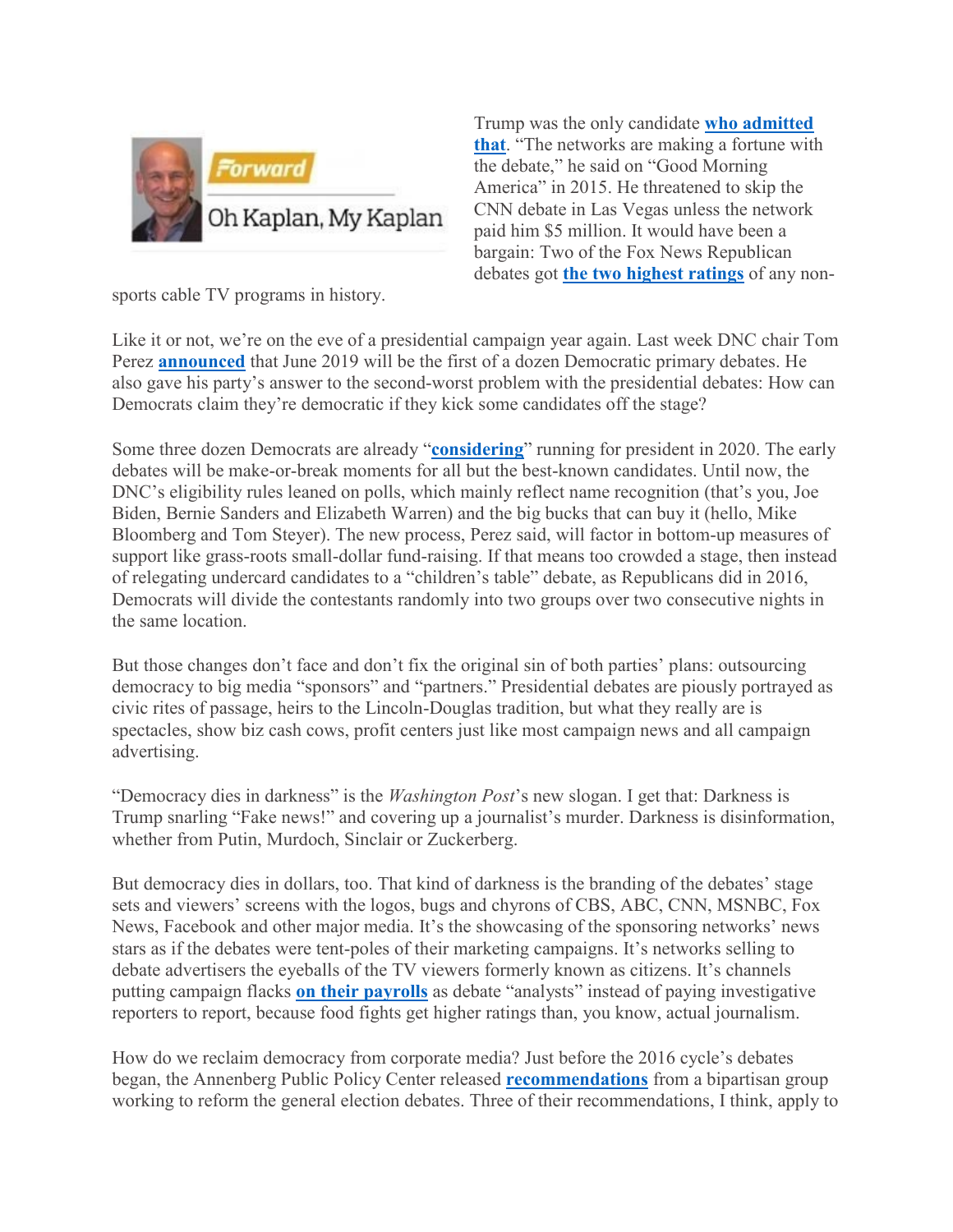Trump was the only candidate **who admitted that**. "The networks are making a fortune with the debate," he said on "Good Morning America" in 2015. He threatened to skip the CNN debate in Las Vegas unless the network paid him $5 million. It would have been a bargain: Two of the Fox News Republican debates got **the two highest ratings** of any non-sports cable TV programs in history.

Like it or not, we're on the eve of a presidential campaign year again. Last week DNC chair Tom Perez **announced** that June 2019 will be the first of a dozen Democratic primary debates. He also gave his party's answer to the second-worst problem with the presidential debates: How can Democrats claim they're democratic if they kick some candidates off the stage?

Some three dozen Democrats are already "**considering**" running for president in 2020. The early debates will be make-or-break moments for all but the best-known candidates. Until now, the DNC's eligibility rules leaned on polls, which mainly reflect name recognition (that's you, Joe Biden, Bernie Sanders and Elizabeth Warren) and the big bucks that can buy it (hello, Mike Bloomberg and Tom Steyer). The new process, Perez said, will factor in bottom-up measures of support like grass-roots small-dollar fund-raising. If that means too crowded a stage, then instead of relegating undercard candidates to a "children's table" debate, as Republicans did in 2016, Democrats will divide the contestants randomly into two groups over two consecutive nights in the same location.

But those changes don't face and don't fix the original sin of both parties' plans: outsourcing democracy to big media "sponsors" and "partners." Presidential debates are piously portrayed as civic rites of passage, heirs to the Lincoln-Douglas tradition, but what they really are is spectacles, show biz cash cows, profit centers just like most campaign news and all campaign advertising.

"Democracy dies in darkness" is the *Washington Post*'s new slogan. I get that: Darkness is Trump snarling "Fake news!" and covering up a journalist's murder. Darkness is disinformation, whether from Putin, Murdoch, Sinclair or Zuckerberg.

But democracy dies in dollars, too. That kind of darkness is the branding of the debates' stage sets and viewers' screens with the logos, bugs and chyrons of CBS, ABC, CNN, MSNBC, Fox News, Facebook and other major media. It's the showcasing of the sponsoring networks' news stars as if the debates were tent-poles of their marketing campaigns. It's networks selling to debate advertisers the eyeballs of the TV viewers formerly known as citizens. It's channels putting campaign flacks **on their payrolls** as debate "analysts" instead of paying investigative reporters to report, because food fights get higher ratings than, you know, actual journalism.

How do we reclaim democracy from corporate media? Just before the 2016 cycle's debates began, the Annenberg Public Policy Center released **recommendations** from a bipartisan group working to reform the general election debates. Three of their recommendations, I think, apply to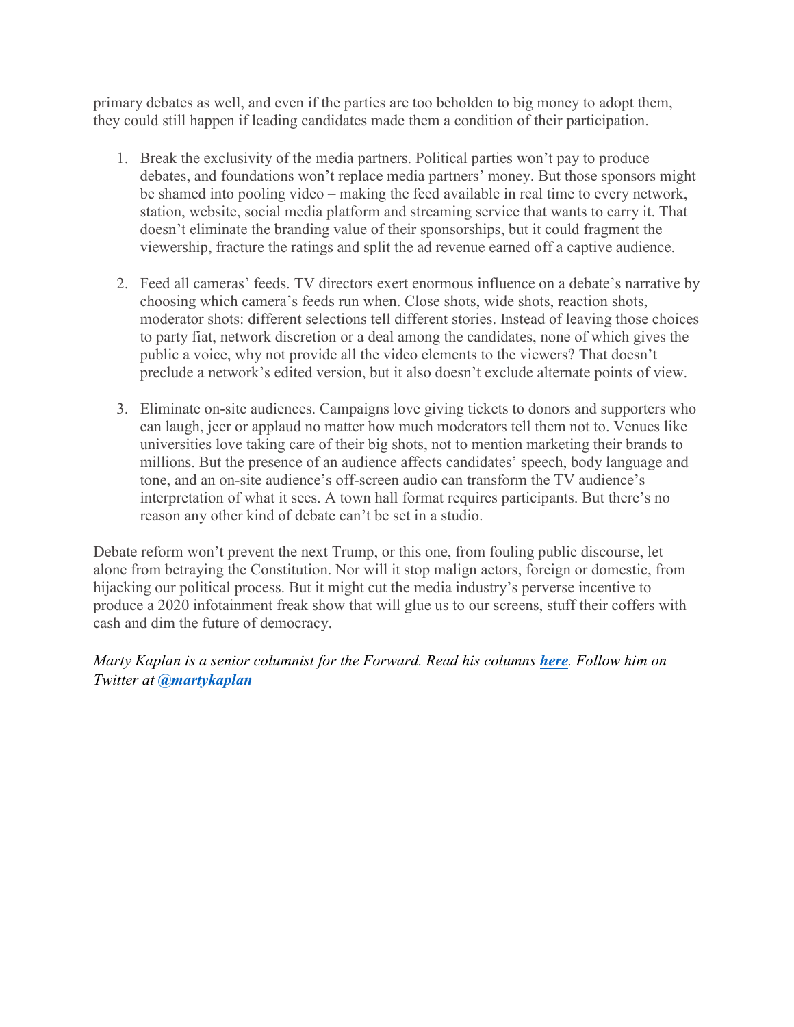primary debates as well, and even if the parties are too beholden to big money to adopt them, they could still happen if leading candidates made them a condition of their participation.

1. Break the exclusivity of the media partners. Political parties won't pay to produce debates, and foundations won't replace media partners' money. But those sponsors might be shamed into pooling video – making the feed available in real time to every network, station, website, social media platform and streaming service that wants to carry it. That doesn't eliminate the branding value of their sponsorships, but it could fragment the viewership, fracture the ratings and split the ad revenue earned off a captive audience.

2. Feed all cameras' feeds. TV directors exert enormous influence on a debate's narrative by choosing which camera's feeds run when. Close shots, wide shots, reaction shots, moderator shots: different selections tell different stories. Instead of leaving those choices to party fiat, network discretion or a deal among the candidates, none of which gives the public a voice, why not provide all the video elements to the viewers? That doesn't preclude a network's edited version, but it also doesn't exclude alternate points of view.

3. Eliminate on-site audiences. Campaigns love giving tickets to donors and supporters who can laugh, jeer or applaud no matter how much moderators tell them not to. Venues like universities love taking care of their big shots, not to mention marketing their brands to millions. But the presence of an audience affects candidates' speech, body language and tone, and an on-site audience's off-screen audio can transform the TV audience's interpretation of what it sees. A town hall format requires participants. But there's no reason any other kind of debate can't be set in a studio.

Debate reform won't prevent the next Trump, or this one, from fouling public discourse, let alone from betraying the Constitution. Nor will it stop malign actors, foreign or domestic, from hijacking our political process. But it might cut the media industry's perverse incentive to produce a 2020 infotainment freak show that will glue us to our screens, stuff their coffers with cash and dim the future of democracy.

*Marty Kaplan is a senior columnist for the Forward. Read his columns **here**. Follow him on Twitter at **@martykaplan***